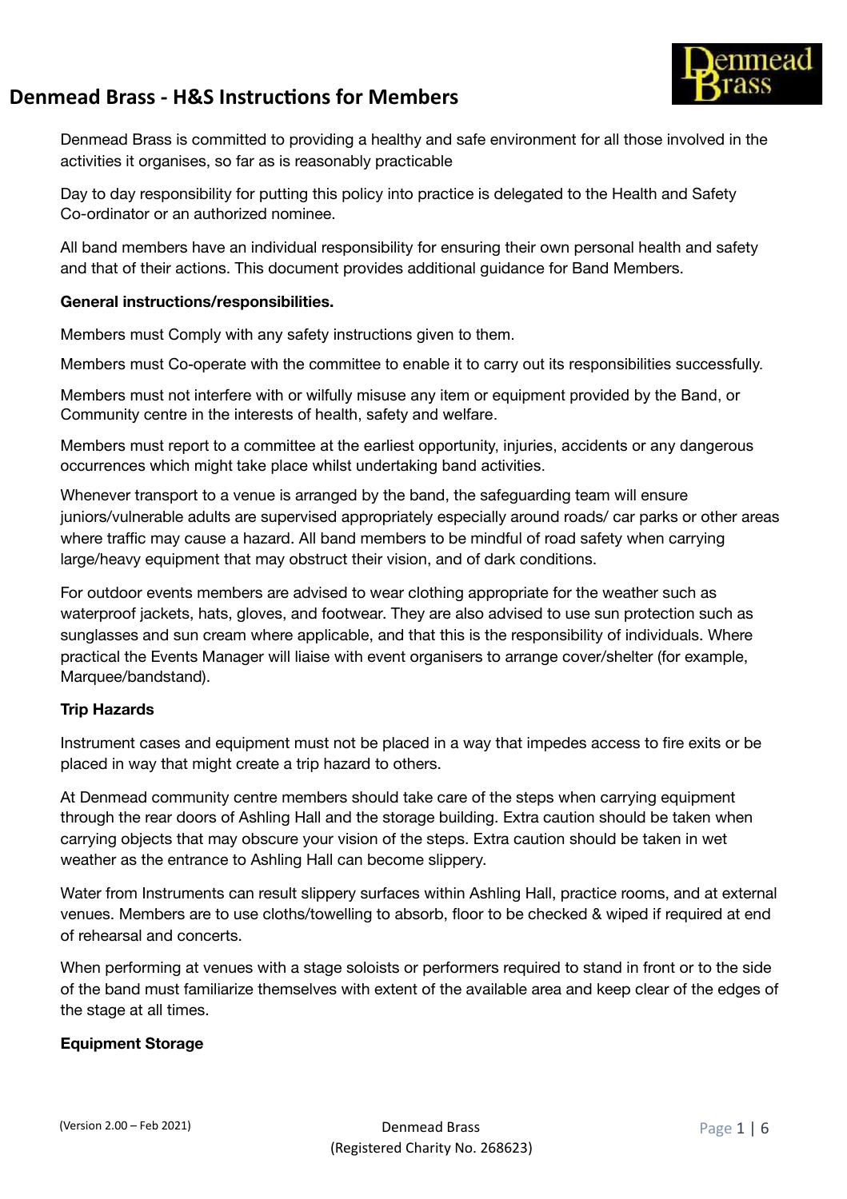# Denmead Brass - H&S Instructions for Members

Denmead Brass is committed to providing a healthy and safe environment for all those involved in the activities it organises, so far as is reasonably practicable

Day to day responsibility for putting this policy into practice is delegated to the Health and Safety Co-ordinator or an authorized nominee.

All band members have an individual responsibility for ensuring their own personal health and safety and that of their actions. This document provides additional guidance for Band Members.

**General instructions/responsibilities.**

Members must Comply with any safety instructions given to them.

Members must Co-operate with the committee to enable it to carry out its responsibilities successfully.

Members must not interfere with or wilfully misuse any item or equipment provided by the Band, or Community centre in the interests of health, safety and welfare.

Members must report to a committee at the earliest opportunity, injuries, accidents or any dangerous occurrences which might take place whilst undertaking band activities.

Whenever transport to a venue is arranged by the band, the safeguarding team will ensure juniors/vulnerable adults are supervised appropriately especially around roads/ car parks or other areas where traffic may cause a hazard. All band members to be mindful of road safety when carrying large/heavy equipment that may obstruct their vision, and of dark conditions.

For outdoor events members are advised to wear clothing appropriate for the weather such as waterproof jackets, hats, gloves, and footwear. They are also advised to use sun protection such as sunglasses and sun cream where applicable, and that this is the responsibility of individuals. Where practical the Events Manager will liaise with event organisers to arrange cover/shelter (for example, Marquee/bandstand).

**Trip Hazards**

Instrument cases and equipment must not be placed in a way that impedes access to fire exits or be placed in way that might create a trip hazard to others.

At Denmead community centre members should take care of the steps when carrying equipment through the rear doors of Ashling Hall and the storage building. Extra caution should be taken when carrying objects that may obscure your vision of the steps. Extra caution should be taken in wet weather as the entrance to Ashling Hall can become slippery.

Water from Instruments can result slippery surfaces within Ashling Hall, practice rooms, and at external venues. Members are to use cloths/towelling to absorb, floor to be checked & wiped if required at end of rehearsal and concerts.

When performing at venues with a stage soloists or performers required to stand in front or to the side of the band must familiarize themselves with extent of the available area and keep clear of the edges of the stage at all times.

**Equipment Storage**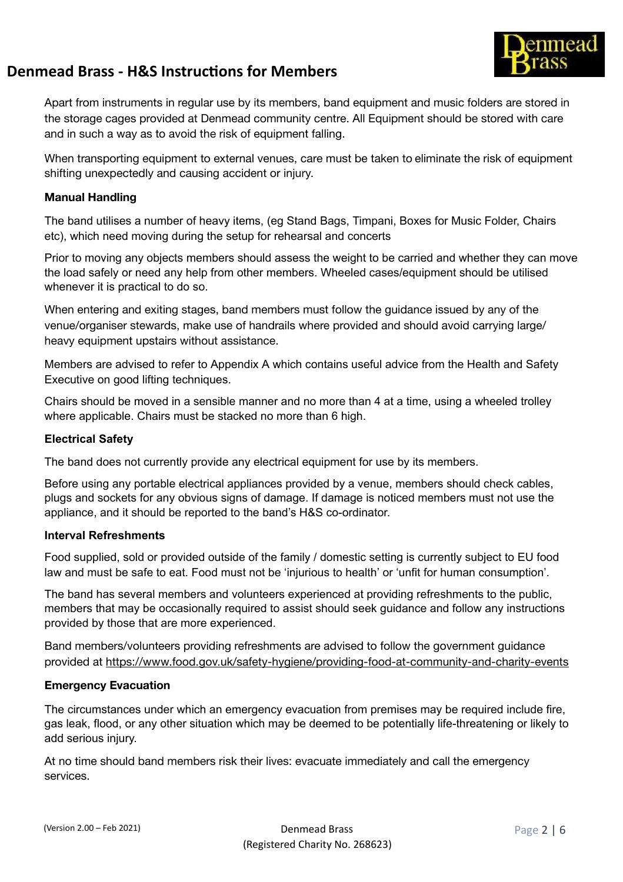Apart from instruments in regular use by its members, band equipment and music folders are stored in the storage cages provided at Denmead community centre. All Equipment should be stored with care and in such a way as to avoid the risk of equipment falling.

When transporting equipment to external venues, care must be taken to eliminate the risk of equipment shifting unexpectedly and causing accident or injury.

**Manual Handling**

The band utilises a number of heavy items, (eg Stand Bags, Timpani, Boxes for Music Folder, Chairs etc), which need moving during the setup for rehearsal and concerts

Prior to moving any objects members should assess the weight to be carried and whether they can move the load safely or need any help from other members. Wheeled cases/equipment should be utilised whenever it is practical to do so.

When entering and exiting stages, band members must follow the guidance issued by any of the venue/organiser stewards, make use of handrails where provided and should avoid carrying large/heavy equipment upstairs without assistance.

Members are advised to refer to Appendix A which contains useful advice from the Health and Safety Executive on good lifting techniques.

Chairs should be moved in a sensible manner and no more than 4 at a time, using a wheeled trolley where applicable. Chairs must be stacked no more than 6 high.

**Electrical Safety**

The band does not currently provide any electrical equipment for use by its members.

Before using any portable electrical appliances provided by a venue, members should check cables, plugs and sockets for any obvious signs of damage. If damage is noticed members must not use the appliance, and it should be reported to the band's H&S co-ordinator.

**Interval Refreshments**

Food supplied, sold or provided outside of the family / domestic setting is currently subject to EU food law and must be safe to eat. Food must not be 'injurious to health' or 'unfit for human consumption'.

The band has several members and volunteers experienced at providing refreshments to the public, members that may be occasionally required to assist should seek guidance and follow any instructions provided by those that are more experienced.

Band members/volunteers providing refreshments are advised to follow the government guidance provided at https://www.food.gov.uk/safety-hygiene/providing-food-at-community-and-charity-events

**Emergency Evacuation**

The circumstances under which an emergency evacuation from premises may be required include fire, gas leak, flood, or any other situation which may be deemed to be potentially life-threatening or likely to add serious injury.

At no time should band members risk their lives: evacuate immediately and call the emergency services.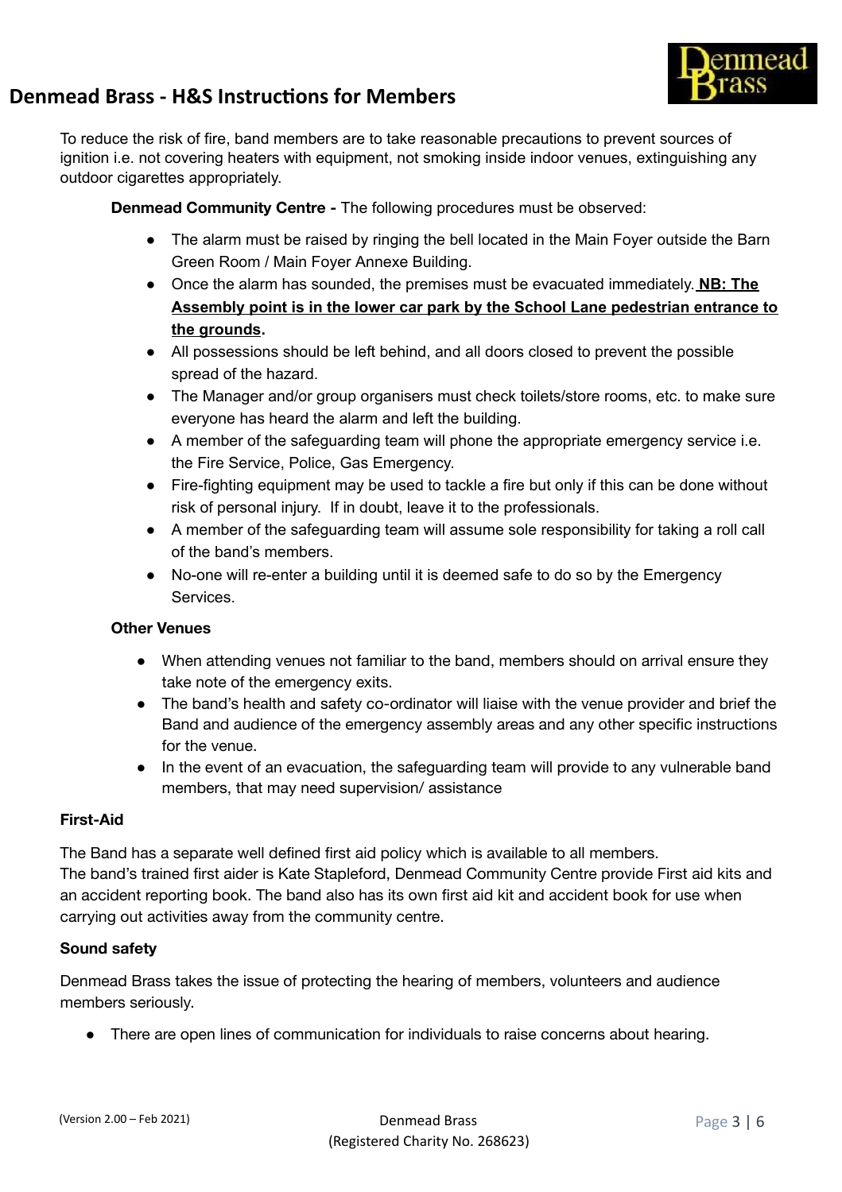To reduce the risk of fire, band members are to take reasonable precautions to prevent sources of ignition i.e. not covering heaters with equipment, not smoking inside indoor venues, extinguishing any outdoor cigarettes appropriately.

**Denmead Community Centre -** The following procedures must be observed:

- The alarm must be raised by ringing the bell located in the Main Foyer outside the Barn Green Room / Main Foyer Annexe Building.
- Once the alarm has sounded, the premises must be evacuated immediately. **NB: The Assembly point is in the lower car park by the School Lane pedestrian entrance to the grounds.**
- All possessions should be left behind, and all doors closed to prevent the possible spread of the hazard.
- The Manager and/or group organisers must check toilets/store rooms, etc. to make sure everyone has heard the alarm and left the building.
- A member of the safeguarding team will phone the appropriate emergency service i.e. the Fire Service, Police, Gas Emergency.
- Fire-fighting equipment may be used to tackle a fire but only if this can be done without risk of personal injury. If in doubt, leave it to the professionals.
- A member of the safeguarding team will assume sole responsibility for taking a roll call of the band's members.
- No-one will re-enter a building until it is deemed safe to do so by the Emergency Services.

**Other Venues**

- When attending venues not familiar to the band, members should on arrival ensure they take note of the emergency exits.
- The band's health and safety co-ordinator will liaise with the venue provider and brief the Band and audience of the emergency assembly areas and any other specific instructions for the venue.
- In the event of an evacuation, the safeguarding team will provide to any vulnerable band members, that may need supervision/ assistance

### First-Aid

The Band has a separate well defined first aid policy which is available to all members.
The band's trained first aider is Kate Stapleford, Denmead Community Centre provide First aid kits and an accident reporting book. The band also has its own first aid kit and accident book for use when carrying out activities away from the community centre.

### Sound safety

Denmead Brass takes the issue of protecting the hearing of members, volunteers and audience members seriously.

- There are open lines of communication for individuals to raise concerns about hearing.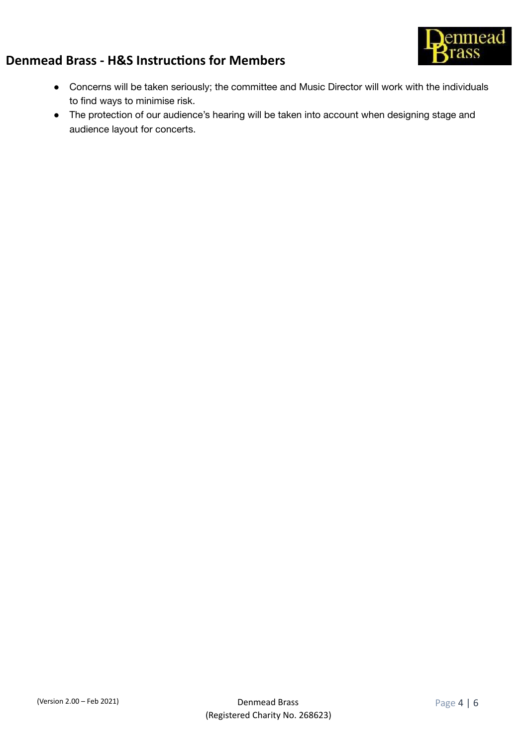- Concerns will be taken seriously; the committee and Music Director will work with the individuals to find ways to minimise risk.
- The protection of our audience's hearing will be taken into account when designing stage and audience layout for concerts.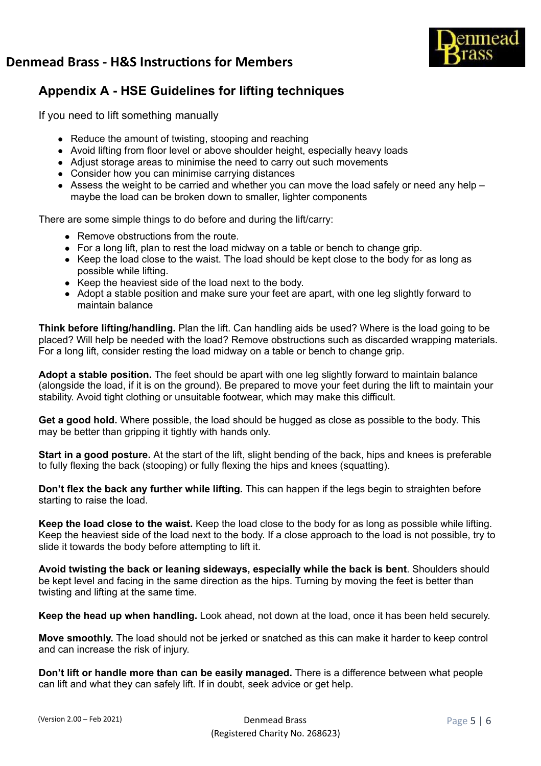## Appendix A - HSE Guidelines for lifting techniques

If you need to lift something manually

- Reduce the amount of twisting, stooping and reaching
- Avoid lifting from floor level or above shoulder height, especially heavy loads
- Adjust storage areas to minimise the need to carry out such movements
- Consider how you can minimise carrying distances
- Assess the weight to be carried and whether you can move the load safely or need any help – maybe the load can be broken down to smaller, lighter components

There are some simple things to do before and during the lift/carry:

- Remove obstructions from the route.
- For a long lift, plan to rest the load midway on a table or bench to change grip.
- Keep the load close to the waist. The load should be kept close to the body for as long as possible while lifting.
- Keep the heaviest side of the load next to the body.
- Adopt a stable position and make sure your feet are apart, with one leg slightly forward to maintain balance

**Think before lifting/handling.** Plan the lift. Can handling aids be used? Where is the load going to be placed? Will help be needed with the load? Remove obstructions such as discarded wrapping materials. For a long lift, consider resting the load midway on a table or bench to change grip.

**Adopt a stable position.** The feet should be apart with one leg slightly forward to maintain balance (alongside the load, if it is on the ground). Be prepared to move your feet during the lift to maintain your stability. Avoid tight clothing or unsuitable footwear, which may make this difficult.

**Get a good hold.** Where possible, the load should be hugged as close as possible to the body. This may be better than gripping it tightly with hands only.

**Start in a good posture.** At the start of the lift, slight bending of the back, hips and knees is preferable to fully flexing the back (stooping) or fully flexing the hips and knees (squatting).

**Don't flex the back any further while lifting.** This can happen if the legs begin to straighten before starting to raise the load.

**Keep the load close to the waist.** Keep the load close to the body for as long as possible while lifting. Keep the heaviest side of the load next to the body. If a close approach to the load is not possible, try to slide it towards the body before attempting to lift it.

**Avoid twisting the back or leaning sideways, especially while the back is bent**. Shoulders should be kept level and facing in the same direction as the hips. Turning by moving the feet is better than twisting and lifting at the same time.

**Keep the head up when handling.** Look ahead, not down at the load, once it has been held securely.

**Move smoothly.** The load should not be jerked or snatched as this can make it harder to keep control and can increase the risk of injury.

**Don't lift or handle more than can be easily managed.** There is a difference between what people can lift and what they can safely lift. If in doubt, seek advice or get help.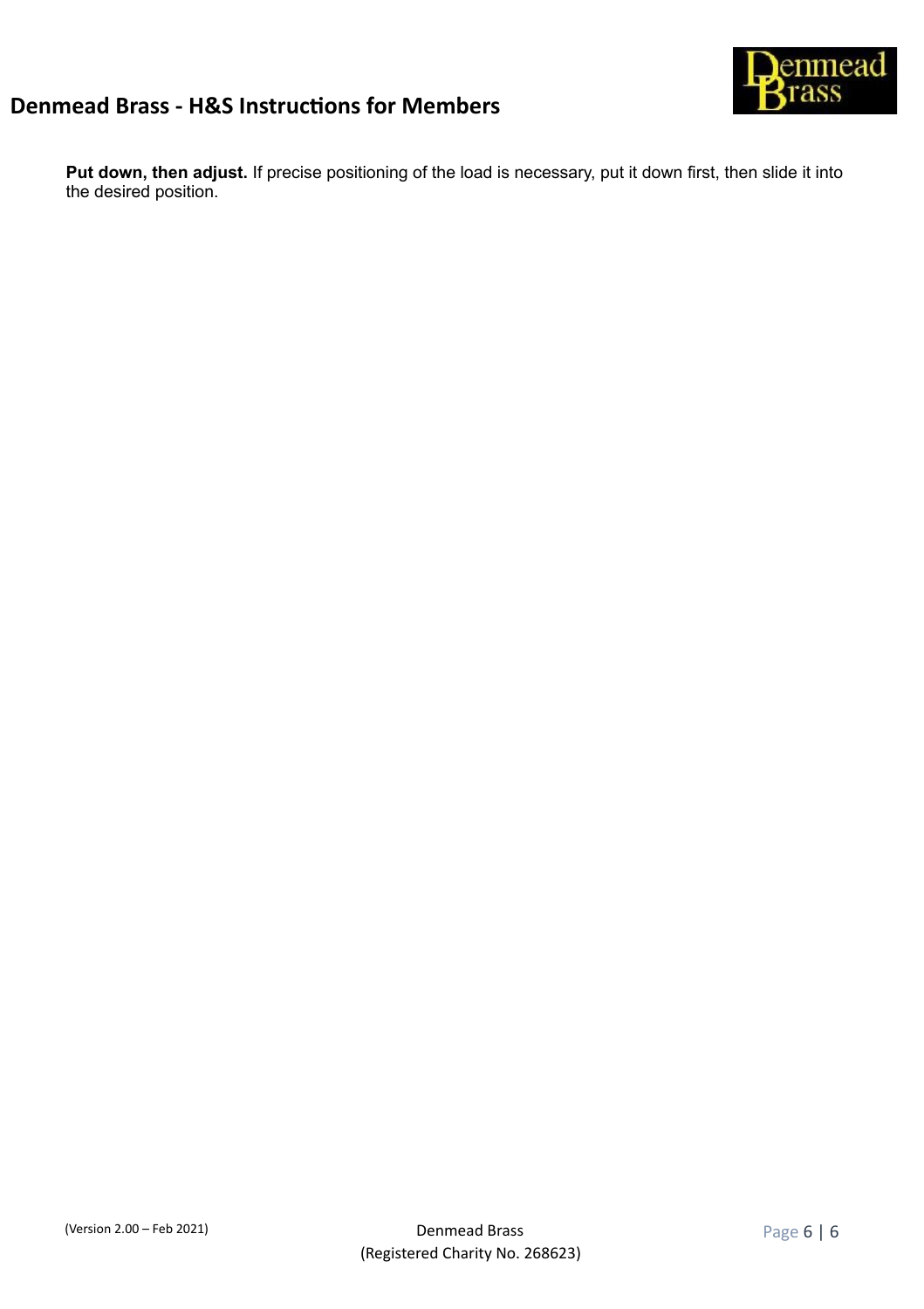**Put down, then adjust.** If precise positioning of the load is necessary, put it down first, then slide it into the desired position.